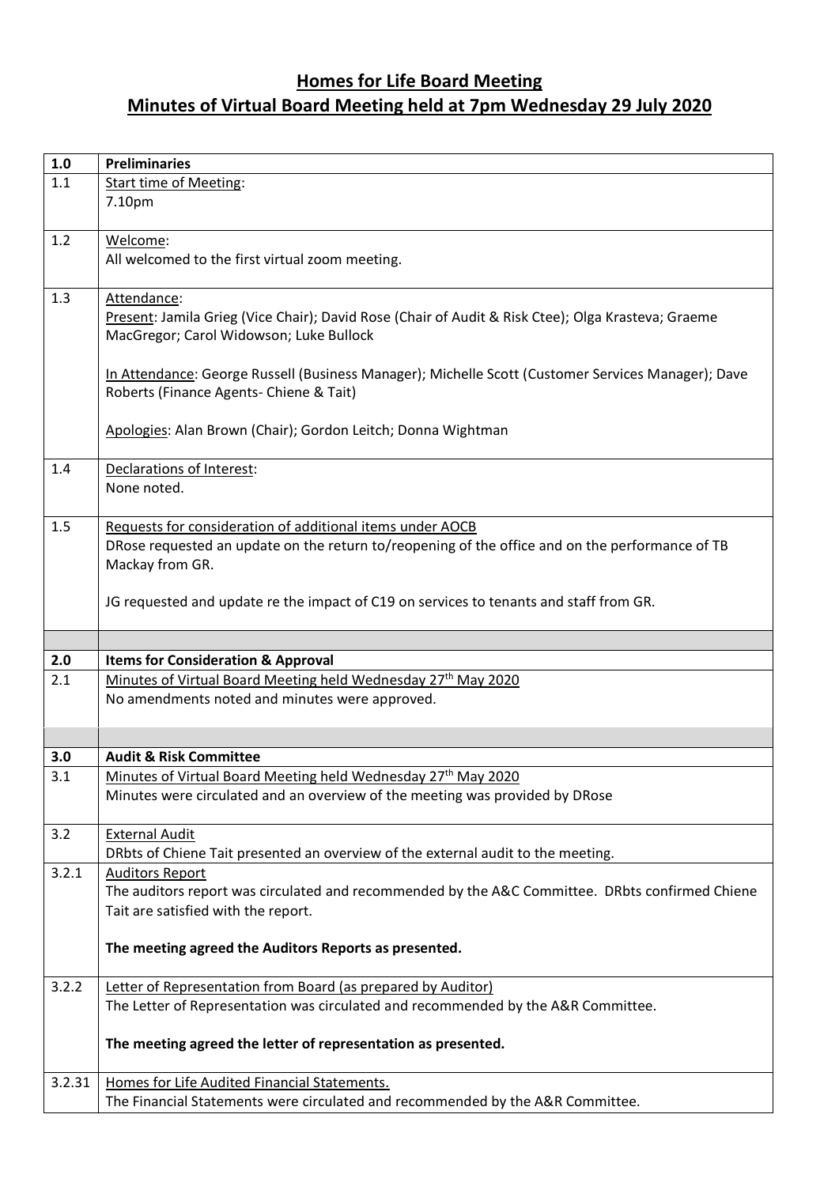# Homes for Life Board Meeting

## Minutes of Virtual Board Meeting held at 7pm Wednesday 29 July 2020

| 1.0 | **Preliminaries** |
|---|---|
| 1.1 | Start time of Meeting:<br>7.10pm |
| 1.2 | Welcome:<br>All welcomed to the first virtual zoom meeting. |
| 1.3 | Attendance:<br>Present: Jamila Grieg (Vice Chair); David Rose (Chair of Audit & Risk Ctee); Olga Krasteva; Graeme MacGregor; Carol Widowson; Luke Bullock<br><br>In Attendance: George Russell (Business Manager); Michelle Scott (Customer Services Manager); Dave Roberts (Finance Agents- Chiene & Tait)<br><br>Apologies: Alan Brown (Chair); Gordon Leitch; Donna Wightman |
| 1.4 | Declarations of Interest:<br>None noted. |
| 1.5 | Requests for consideration of additional items under AOCB<br>DRose requested an update on the return to/reopening of the office and on the performance of TB Mackay from GR.<br><br>JG requested and update re the impact of C19 on services to tenants and staff from GR. |
| | |
| 2.0 | **Items for Consideration & Approval** |
| 2.1 | Minutes of Virtual Board Meeting held Wednesday 27th May 2020<br>No amendments noted and minutes were approved. |
| | |
| 3.0 | **Audit & Risk Committee** |
| 3.1 | Minutes of Virtual Board Meeting held Wednesday 27th May 2020<br>Minutes were circulated and an overview of the meeting was provided by DRose |
| 3.2 | External Audit<br>DRbts of Chiene Tait presented an overview of the external audit to the meeting. |
| 3.2.1 | Auditors Report<br>The auditors report was circulated and recommended by the A&C Committee. DRbts confirmed Chiene Tait are satisfied with the report.<br><br>**The meeting agreed the Auditors Reports as presented.** |
| 3.2.2 | Letter of Representation from Board (as prepared by Auditor)<br>The Letter of Representation was circulated and recommended by the A&R Committee.<br><br>**The meeting agreed the letter of representation as presented.** |
| 3.2.31 | Homes for Life Audited Financial Statements.<br>The Financial Statements were circulated and recommended by the A&R Committee. |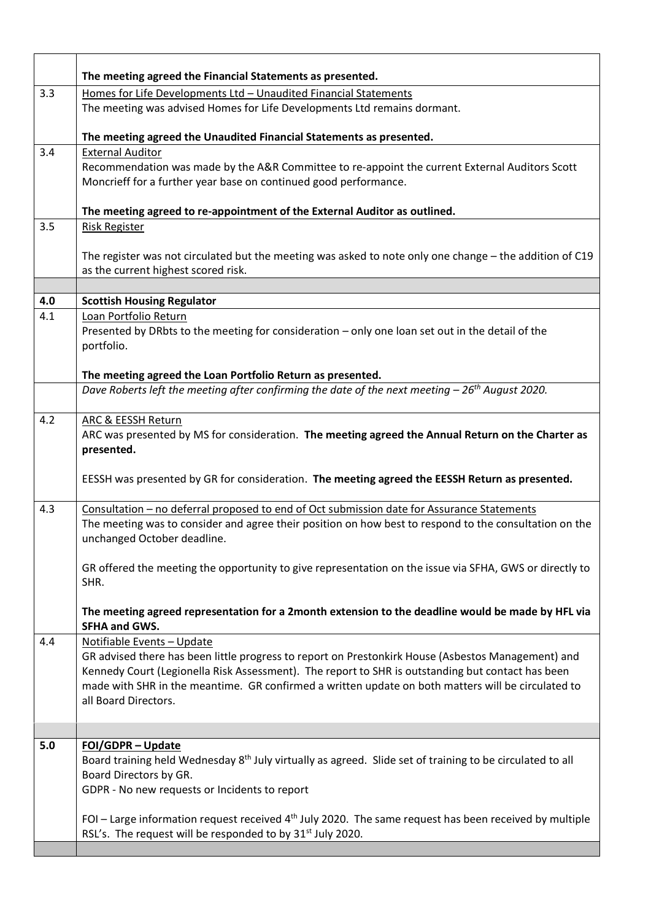| | |
|---|---|
| | **The meeting agreed the Financial Statements as presented.** |
| 3.3 | Homes for Life Developments Ltd – Unaudited Financial Statements<br>The meeting was advised Homes for Life Developments Ltd remains dormant.<br><br>**The meeting agreed the Unaudited Financial Statements as presented.** |
| 3.4 | External Auditor<br>Recommendation was made by the A&R Committee to re-appoint the current External Auditors Scott Moncrieff for a further year base on continued good performance.<br><br>**The meeting agreed to re-appointment of the External Auditor as outlined.** |
| 3.5 | Risk Register<br><br>The register was not circulated but the meeting was asked to note only one change – the addition of C19 as the current highest scored risk. |
| | |
| **4.0** | **Scottish Housing Regulator** |
| 4.1 | Loan Portfolio Return<br>Presented by DRbts to the meeting for consideration – only one loan set out in the detail of the portfolio.<br><br>**The meeting agreed the Loan Portfolio Return as presented.** |
| | *Dave Roberts left the meeting after confirming the date of the next meeting – 26th August 2020.* |
| 4.2 | ARC & EESSH Return<br>ARC was presented by MS for consideration. **The meeting agreed the Annual Return on the Charter as presented.**<br><br>EESSH was presented by GR for consideration. **The meeting agreed the EESSH Return as presented.** |
| 4.3 | Consultation – no deferral proposed to end of Oct submission date for Assurance Statements<br>The meeting was to consider and agree their position on how best to respond to the consultation on the unchanged October deadline.<br><br>GR offered the meeting the opportunity to give representation on the issue via SFHA, GWS or directly to SHR.<br><br>**The meeting agreed representation for a 2month extension to the deadline would be made by HFL via SFHA and GWS.** |
| 4.4 | Notifiable Events – Update<br>GR advised there has been little progress to report on Prestonkirk House (Asbestos Management) and Kennedy Court (Legionella Risk Assessment). The report to SHR is outstanding but contact has been made with SHR in the meantime. GR confirmed a written update on both matters will be circulated to all Board Directors. |
| | |
| **5.0** | **FOI/GDPR – Update**<br>Board training held Wednesday 8th July virtually as agreed. Slide set of training to be circulated to all Board Directors by GR.<br>GDPR - No new requests or Incidents to report<br><br>FOI – Large information request received 4th July 2020. The same request has been received by multiple RSL's. The request will be responded to by 31st July 2020. |
| | |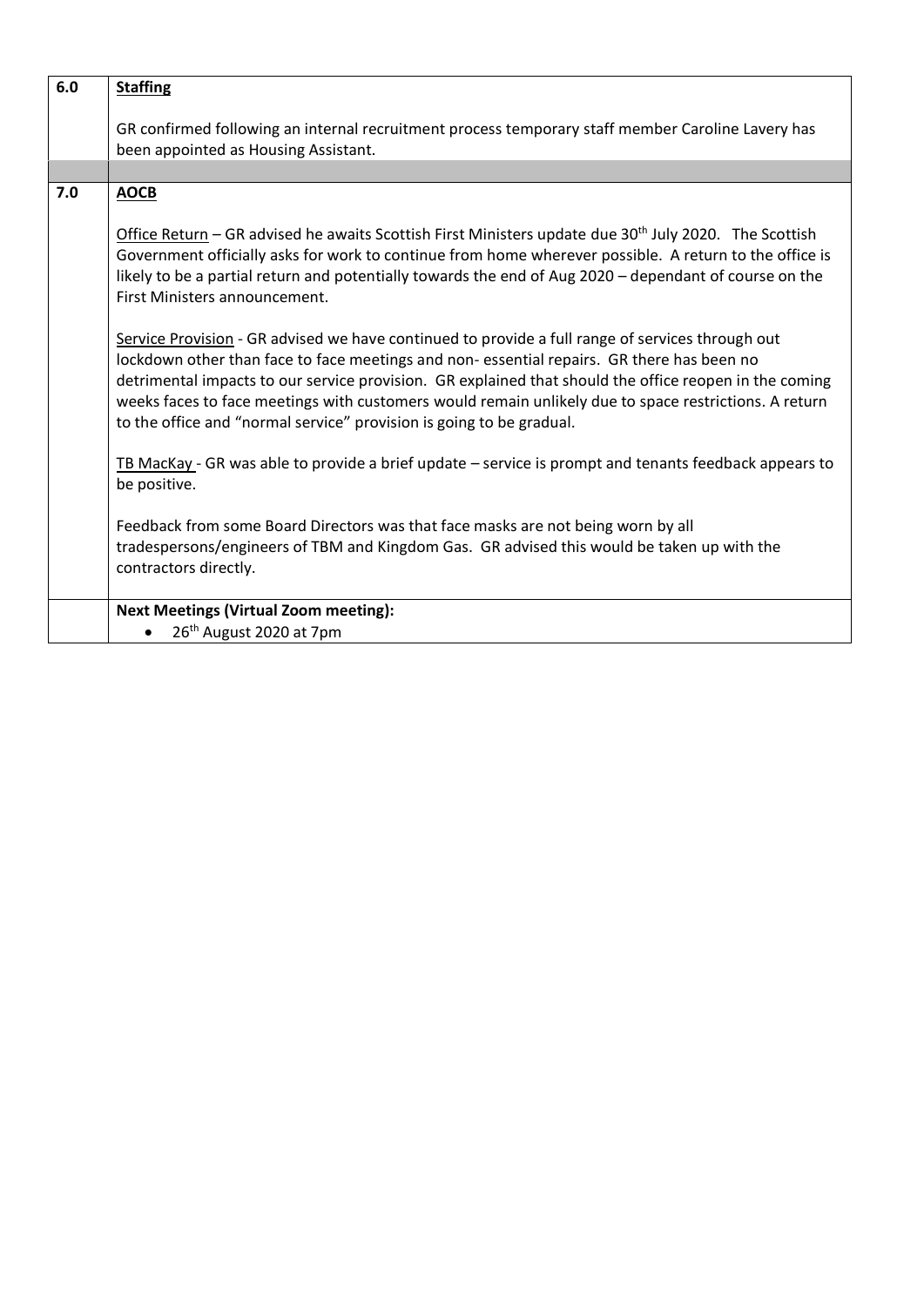| | |
|---|---|
| **6.0** | **Staffing**<br><br>GR confirmed following an internal recruitment process temporary staff member Caroline Lavery has been appointed as Housing Assistant. |
| | |
| **7.0** | **AOCB**<br><br>Office Return – GR advised he awaits Scottish First Ministers update due 30th July 2020. The Scottish Government officially asks for work to continue from home wherever possible. A return to the office is likely to be a partial return and potentially towards the end of Aug 2020 – dependant of course on the First Ministers announcement.<br><br>Service Provision - GR advised we have continued to provide a full range of services through out lockdown other than face to face meetings and non- essential repairs. GR there has been no detrimental impacts to our service provision. GR explained that should the office reopen in the coming weeks faces to face meetings with customers would remain unlikely due to space restrictions. A return to the office and "normal service" provision is going to be gradual.<br><br>TB MacKay - GR was able to provide a brief update – service is prompt and tenants feedback appears to be positive.<br><br>Feedback from some Board Directors was that face masks are not being worn by all tradespersons/engineers of TBM and Kingdom Gas. GR advised this would be taken up with the contractors directly. |
| | **Next Meetings (Virtual Zoom meeting):**<br>• 26th August 2020 at 7pm |